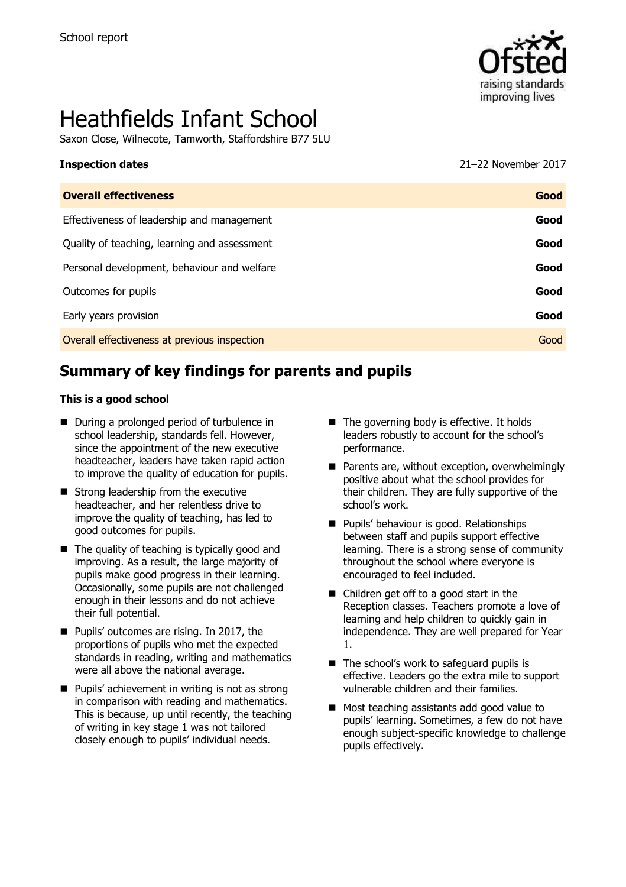School report

# Heathfields Infant School

Saxon Close, Wilnecote, Tamworth, Staffordshire B77 5LU

**Inspection dates** 21–22 November 2017

| **Overall effectiveness** | **Good** |
|---|---|
| Effectiveness of leadership and management | **Good** |
| Quality of teaching, learning and assessment | **Good** |
| Personal development, behaviour and welfare | **Good** |
| Outcomes for pupils | **Good** |
| Early years provision | **Good** |
| Overall effectiveness at previous inspection | Good |

## Summary of key findings for parents and pupils

**This is a good school**

- During a prolonged period of turbulence in school leadership, standards fell. However, since the appointment of the new executive headteacher, leaders have taken rapid action to improve the quality of education for pupils.
- Strong leadership from the executive headteacher, and her relentless drive to improve the quality of teaching, has led to good outcomes for pupils.
- The quality of teaching is typically good and improving. As a result, the large majority of pupils make good progress in their learning. Occasionally, some pupils are not challenged enough in their lessons and do not achieve their full potential.
- Pupils' outcomes are rising. In 2017, the proportions of pupils who met the expected standards in reading, writing and mathematics were all above the national average.
- Pupils' achievement in writing is not as strong in comparison with reading and mathematics. This is because, up until recently, the teaching of writing in key stage 1 was not tailored closely enough to pupils' individual needs.
- The governing body is effective. It holds leaders robustly to account for the school's performance.
- Parents are, without exception, overwhelmingly positive about what the school provides for their children. They are fully supportive of the school's work.
- Pupils' behaviour is good. Relationships between staff and pupils support effective learning. There is a strong sense of community throughout the school where everyone is encouraged to feel included.
- Children get off to a good start in the Reception classes. Teachers promote a love of learning and help children to quickly gain in independence. They are well prepared for Year 1.
- The school's work to safeguard pupils is effective. Leaders go the extra mile to support vulnerable children and their families.
- Most teaching assistants add good value to pupils' learning. Sometimes, a few do not have enough subject-specific knowledge to challenge pupils effectively.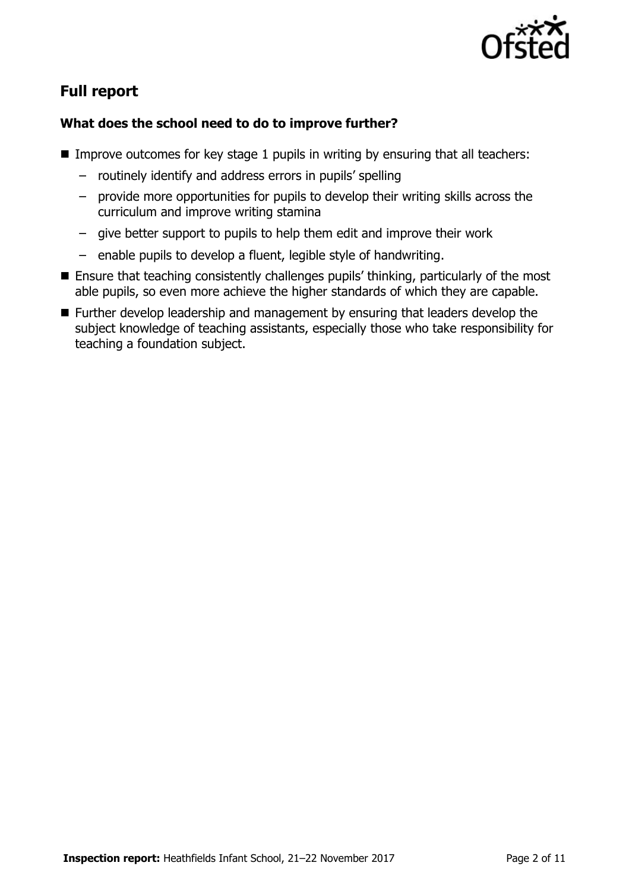## Full report

### What does the school need to do to improve further?

- Improve outcomes for key stage 1 pupils in writing by ensuring that all teachers:
  - routinely identify and address errors in pupils' spelling
  - provide more opportunities for pupils to develop their writing skills across the curriculum and improve writing stamina
  - give better support to pupils to help them edit and improve their work
  - enable pupils to develop a fluent, legible style of handwriting.
- Ensure that teaching consistently challenges pupils' thinking, particularly of the most able pupils, so even more achieve the higher standards of which they are capable.
- Further develop leadership and management by ensuring that leaders develop the subject knowledge of teaching assistants, especially those who take responsibility for teaching a foundation subject.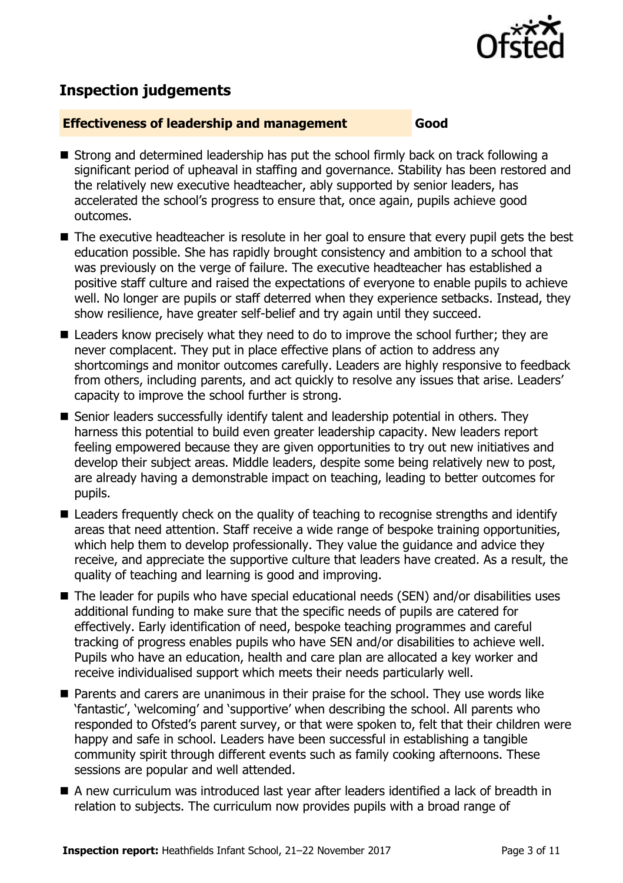## Inspection judgements

**Effectiveness of leadership and management** **Good**

- Strong and determined leadership has put the school firmly back on track following a significant period of upheaval in staffing and governance. Stability has been restored and the relatively new executive headteacher, ably supported by senior leaders, has accelerated the school's progress to ensure that, once again, pupils achieve good outcomes.
- The executive headteacher is resolute in her goal to ensure that every pupil gets the best education possible. She has rapidly brought consistency and ambition to a school that was previously on the verge of failure. The executive headteacher has established a positive staff culture and raised the expectations of everyone to enable pupils to achieve well. No longer are pupils or staff deterred when they experience setbacks. Instead, they show resilience, have greater self-belief and try again until they succeed.
- Leaders know precisely what they need to do to improve the school further; they are never complacent. They put in place effective plans of action to address any shortcomings and monitor outcomes carefully. Leaders are highly responsive to feedback from others, including parents, and act quickly to resolve any issues that arise. Leaders' capacity to improve the school further is strong.
- Senior leaders successfully identify talent and leadership potential in others. They harness this potential to build even greater leadership capacity. New leaders report feeling empowered because they are given opportunities to try out new initiatives and develop their subject areas. Middle leaders, despite some being relatively new to post, are already having a demonstrable impact on teaching, leading to better outcomes for pupils.
- Leaders frequently check on the quality of teaching to recognise strengths and identify areas that need attention. Staff receive a wide range of bespoke training opportunities, which help them to develop professionally. They value the guidance and advice they receive, and appreciate the supportive culture that leaders have created. As a result, the quality of teaching and learning is good and improving.
- The leader for pupils who have special educational needs (SEN) and/or disabilities uses additional funding to make sure that the specific needs of pupils are catered for effectively. Early identification of need, bespoke teaching programmes and careful tracking of progress enables pupils who have SEN and/or disabilities to achieve well. Pupils who have an education, health and care plan are allocated a key worker and receive individualised support which meets their needs particularly well.
- Parents and carers are unanimous in their praise for the school. They use words like 'fantastic', 'welcoming' and 'supportive' when describing the school. All parents who responded to Ofsted's parent survey, or that were spoken to, felt that their children were happy and safe in school. Leaders have been successful in establishing a tangible community spirit through different events such as family cooking afternoons. These sessions are popular and well attended.
- A new curriculum was introduced last year after leaders identified a lack of breadth in relation to subjects. The curriculum now provides pupils with a broad range of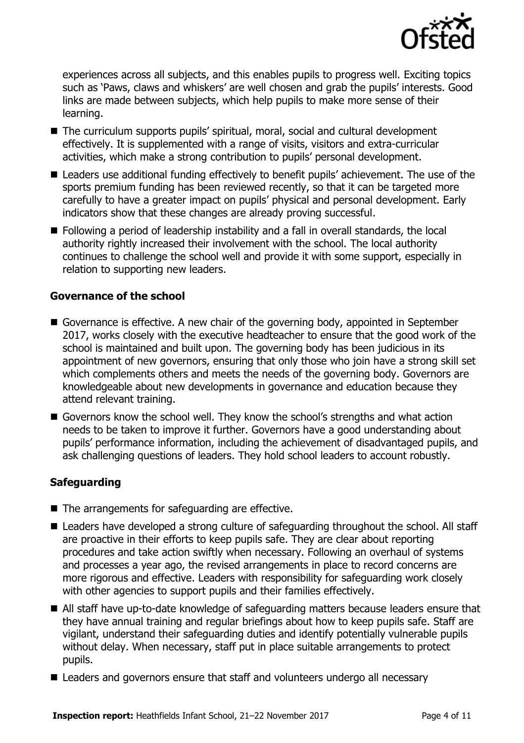experiences across all subjects, and this enables pupils to progress well. Exciting topics such as 'Paws, claws and whiskers' are well chosen and grab the pupils' interests. Good links are made between subjects, which help pupils to make more sense of their learning.

- The curriculum supports pupils' spiritual, moral, social and cultural development effectively. It is supplemented with a range of visits, visitors and extra-curricular activities, which make a strong contribution to pupils' personal development.
- Leaders use additional funding effectively to benefit pupils' achievement. The use of the sports premium funding has been reviewed recently, so that it can be targeted more carefully to have a greater impact on pupils' physical and personal development. Early indicators show that these changes are already proving successful.
- Following a period of leadership instability and a fall in overall standards, the local authority rightly increased their involvement with the school. The local authority continues to challenge the school well and provide it with some support, especially in relation to supporting new leaders.

### Governance of the school

- Governance is effective. A new chair of the governing body, appointed in September 2017, works closely with the executive headteacher to ensure that the good work of the school is maintained and built upon. The governing body has been judicious in its appointment of new governors, ensuring that only those who join have a strong skill set which complements others and meets the needs of the governing body. Governors are knowledgeable about new developments in governance and education because they attend relevant training.
- Governors know the school well. They know the school's strengths and what action needs to be taken to improve it further. Governors have a good understanding about pupils' performance information, including the achievement of disadvantaged pupils, and ask challenging questions of leaders. They hold school leaders to account robustly.

### Safeguarding

- The arrangements for safeguarding are effective.
- Leaders have developed a strong culture of safeguarding throughout the school. All staff are proactive in their efforts to keep pupils safe. They are clear about reporting procedures and take action swiftly when necessary. Following an overhaul of systems and processes a year ago, the revised arrangements in place to record concerns are more rigorous and effective. Leaders with responsibility for safeguarding work closely with other agencies to support pupils and their families effectively.
- All staff have up-to-date knowledge of safeguarding matters because leaders ensure that they have annual training and regular briefings about how to keep pupils safe. Staff are vigilant, understand their safeguarding duties and identify potentially vulnerable pupils without delay. When necessary, staff put in place suitable arrangements to protect pupils.
- Leaders and governors ensure that staff and volunteers undergo all necessary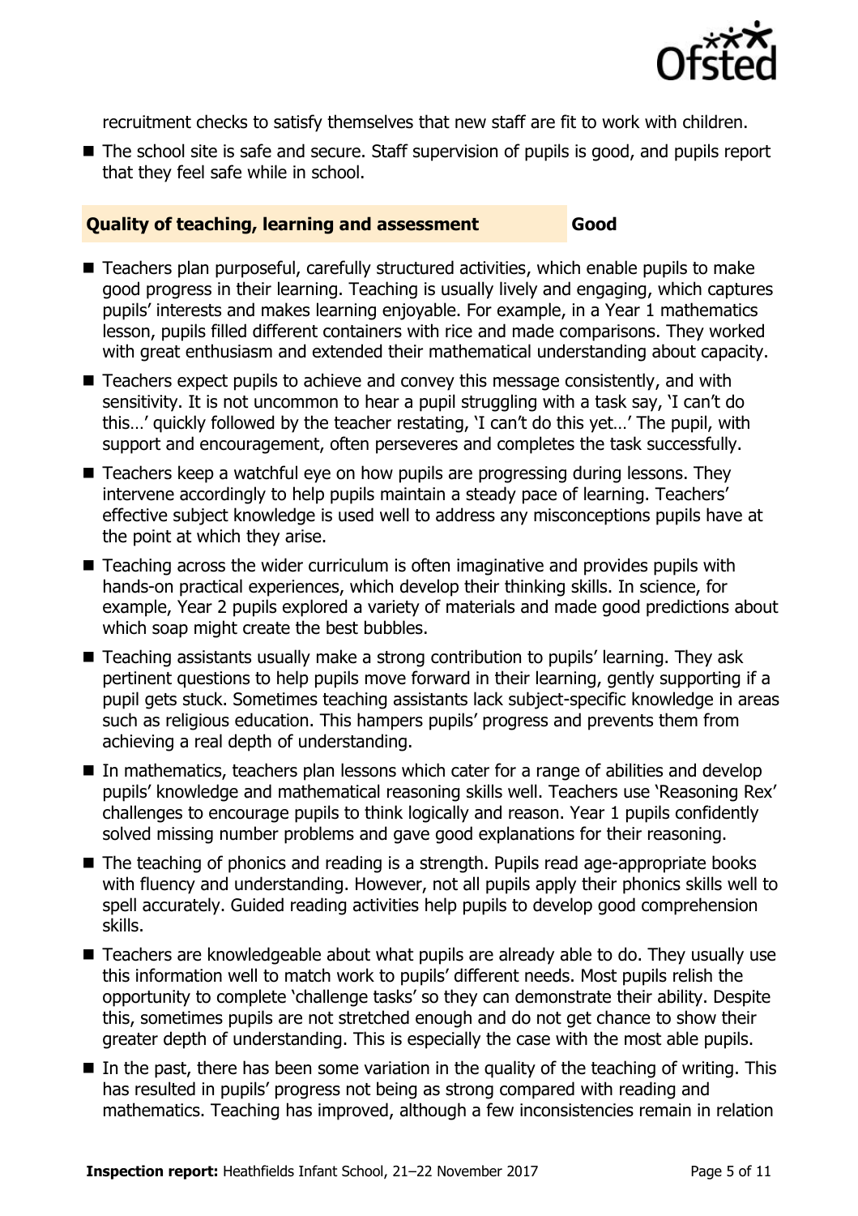recruitment checks to satisfy themselves that new staff are fit to work with children.

- The school site is safe and secure. Staff supervision of pupils is good, and pupils report that they feel safe while in school.

## Quality of teaching, learning and assessment — Good

- Teachers plan purposeful, carefully structured activities, which enable pupils to make good progress in their learning. Teaching is usually lively and engaging, which captures pupils' interests and makes learning enjoyable. For example, in a Year 1 mathematics lesson, pupils filled different containers with rice and made comparisons. They worked with great enthusiasm and extended their mathematical understanding about capacity.
- Teachers expect pupils to achieve and convey this message consistently, and with sensitivity. It is not uncommon to hear a pupil struggling with a task say, 'I can't do this…' quickly followed by the teacher restating, 'I can't do this yet…' The pupil, with support and encouragement, often perseveres and completes the task successfully.
- Teachers keep a watchful eye on how pupils are progressing during lessons. They intervene accordingly to help pupils maintain a steady pace of learning. Teachers' effective subject knowledge is used well to address any misconceptions pupils have at the point at which they arise.
- Teaching across the wider curriculum is often imaginative and provides pupils with hands-on practical experiences, which develop their thinking skills. In science, for example, Year 2 pupils explored a variety of materials and made good predictions about which soap might create the best bubbles.
- Teaching assistants usually make a strong contribution to pupils' learning. They ask pertinent questions to help pupils move forward in their learning, gently supporting if a pupil gets stuck. Sometimes teaching assistants lack subject-specific knowledge in areas such as religious education. This hampers pupils' progress and prevents them from achieving a real depth of understanding.
- In mathematics, teachers plan lessons which cater for a range of abilities and develop pupils' knowledge and mathematical reasoning skills well. Teachers use 'Reasoning Rex' challenges to encourage pupils to think logically and reason. Year 1 pupils confidently solved missing number problems and gave good explanations for their reasoning.
- The teaching of phonics and reading is a strength. Pupils read age-appropriate books with fluency and understanding. However, not all pupils apply their phonics skills well to spell accurately. Guided reading activities help pupils to develop good comprehension skills.
- Teachers are knowledgeable about what pupils are already able to do. They usually use this information well to match work to pupils' different needs. Most pupils relish the opportunity to complete 'challenge tasks' so they can demonstrate their ability. Despite this, sometimes pupils are not stretched enough and do not get chance to show their greater depth of understanding. This is especially the case with the most able pupils.
- In the past, there has been some variation in the quality of the teaching of writing. This has resulted in pupils' progress not being as strong compared with reading and mathematics. Teaching has improved, although a few inconsistencies remain in relation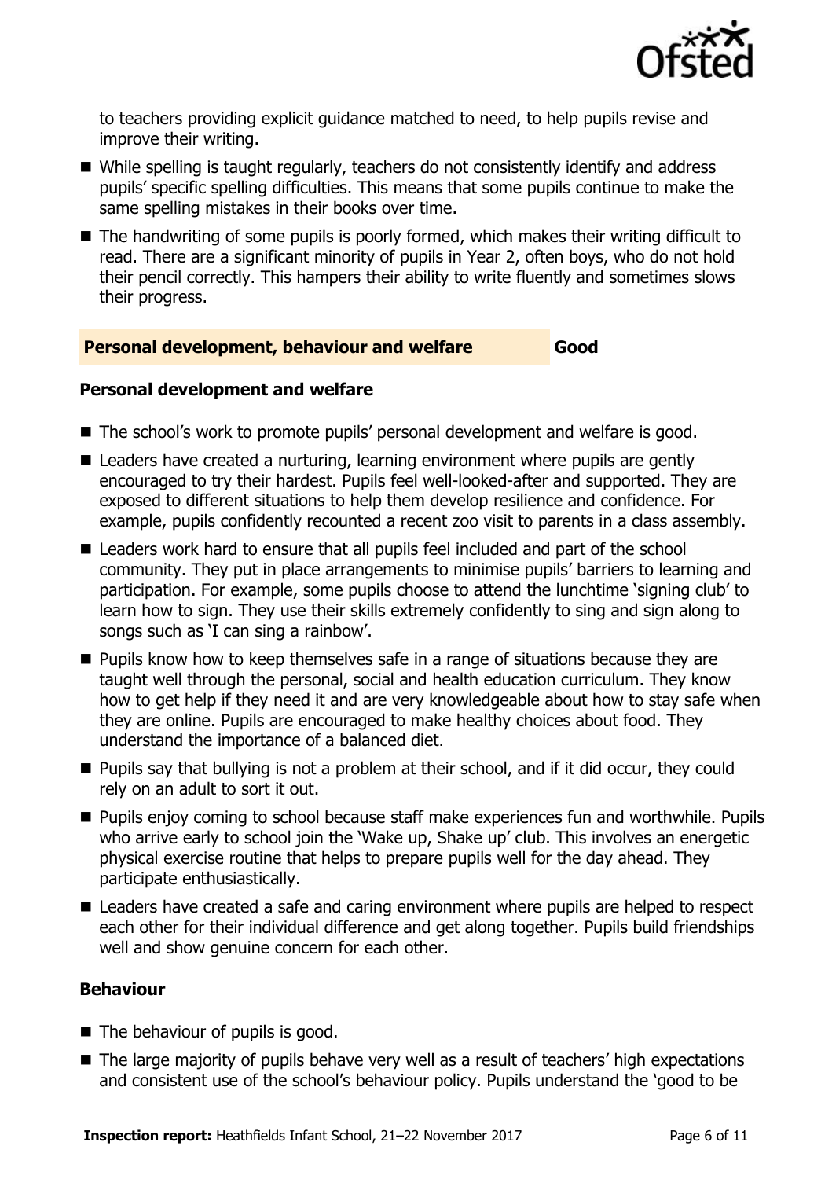to teachers providing explicit guidance matched to need, to help pupils revise and improve their writing.

- While spelling is taught regularly, teachers do not consistently identify and address pupils' specific spelling difficulties. This means that some pupils continue to make the same spelling mistakes in their books over time.
- The handwriting of some pupils is poorly formed, which makes their writing difficult to read. There are a significant minority of pupils in Year 2, often boys, who do not hold their pencil correctly. This hampers their ability to write fluently and sometimes slows their progress.

## Personal development, behaviour and welfare — Good

### Personal development and welfare

- The school's work to promote pupils' personal development and welfare is good.
- Leaders have created a nurturing, learning environment where pupils are gently encouraged to try their hardest. Pupils feel well-looked-after and supported. They are exposed to different situations to help them develop resilience and confidence. For example, pupils confidently recounted a recent zoo visit to parents in a class assembly.
- Leaders work hard to ensure that all pupils feel included and part of the school community. They put in place arrangements to minimise pupils' barriers to learning and participation. For example, some pupils choose to attend the lunchtime 'signing club' to learn how to sign. They use their skills extremely confidently to sing and sign along to songs such as 'I can sing a rainbow'.
- Pupils know how to keep themselves safe in a range of situations because they are taught well through the personal, social and health education curriculum. They know how to get help if they need it and are very knowledgeable about how to stay safe when they are online. Pupils are encouraged to make healthy choices about food. They understand the importance of a balanced diet.
- Pupils say that bullying is not a problem at their school, and if it did occur, they could rely on an adult to sort it out.
- Pupils enjoy coming to school because staff make experiences fun and worthwhile. Pupils who arrive early to school join the 'Wake up, Shake up' club. This involves an energetic physical exercise routine that helps to prepare pupils well for the day ahead. They participate enthusiastically.
- Leaders have created a safe and caring environment where pupils are helped to respect each other for their individual difference and get along together. Pupils build friendships well and show genuine concern for each other.

### Behaviour

- The behaviour of pupils is good.
- The large majority of pupils behave very well as a result of teachers' high expectations and consistent use of the school's behaviour policy. Pupils understand the 'good to be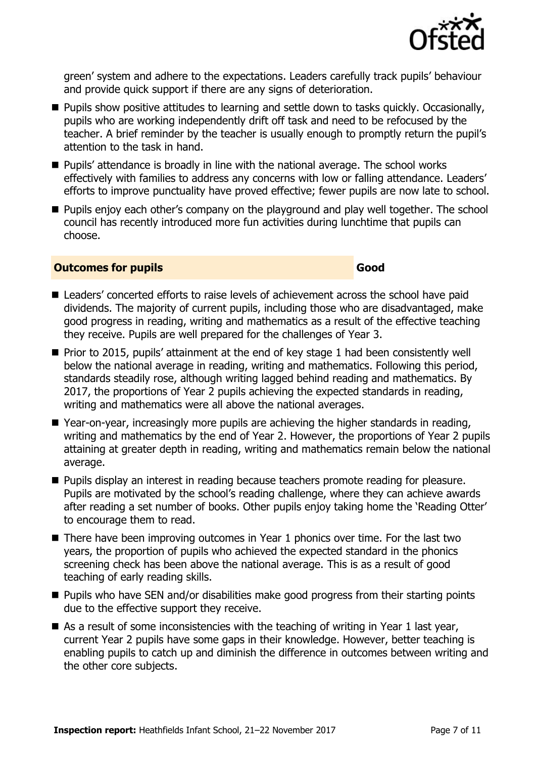green' system and adhere to the expectations. Leaders carefully track pupils' behaviour and provide quick support if there are any signs of deterioration.

- Pupils show positive attitudes to learning and settle down to tasks quickly. Occasionally, pupils who are working independently drift off task and need to be refocused by the teacher. A brief reminder by the teacher is usually enough to promptly return the pupil's attention to the task in hand.
- Pupils' attendance is broadly in line with the national average. The school works effectively with families to address any concerns with low or falling attendance. Leaders' efforts to improve punctuality have proved effective; fewer pupils are now late to school.
- Pupils enjoy each other's company on the playground and play well together. The school council has recently introduced more fun activities during lunchtime that pupils can choose.

## Outcomes for pupils — Good

- Leaders' concerted efforts to raise levels of achievement across the school have paid dividends. The majority of current pupils, including those who are disadvantaged, make good progress in reading, writing and mathematics as a result of the effective teaching they receive. Pupils are well prepared for the challenges of Year 3.
- Prior to 2015, pupils' attainment at the end of key stage 1 had been consistently well below the national average in reading, writing and mathematics. Following this period, standards steadily rose, although writing lagged behind reading and mathematics. By 2017, the proportions of Year 2 pupils achieving the expected standards in reading, writing and mathematics were all above the national averages.
- Year-on-year, increasingly more pupils are achieving the higher standards in reading, writing and mathematics by the end of Year 2. However, the proportions of Year 2 pupils attaining at greater depth in reading, writing and mathematics remain below the national average.
- Pupils display an interest in reading because teachers promote reading for pleasure. Pupils are motivated by the school's reading challenge, where they can achieve awards after reading a set number of books. Other pupils enjoy taking home the 'Reading Otter' to encourage them to read.
- There have been improving outcomes in Year 1 phonics over time. For the last two years, the proportion of pupils who achieved the expected standard in the phonics screening check has been above the national average. This is as a result of good teaching of early reading skills.
- Pupils who have SEN and/or disabilities make good progress from their starting points due to the effective support they receive.
- As a result of some inconsistencies with the teaching of writing in Year 1 last year, current Year 2 pupils have some gaps in their knowledge. However, better teaching is enabling pupils to catch up and diminish the difference in outcomes between writing and the other core subjects.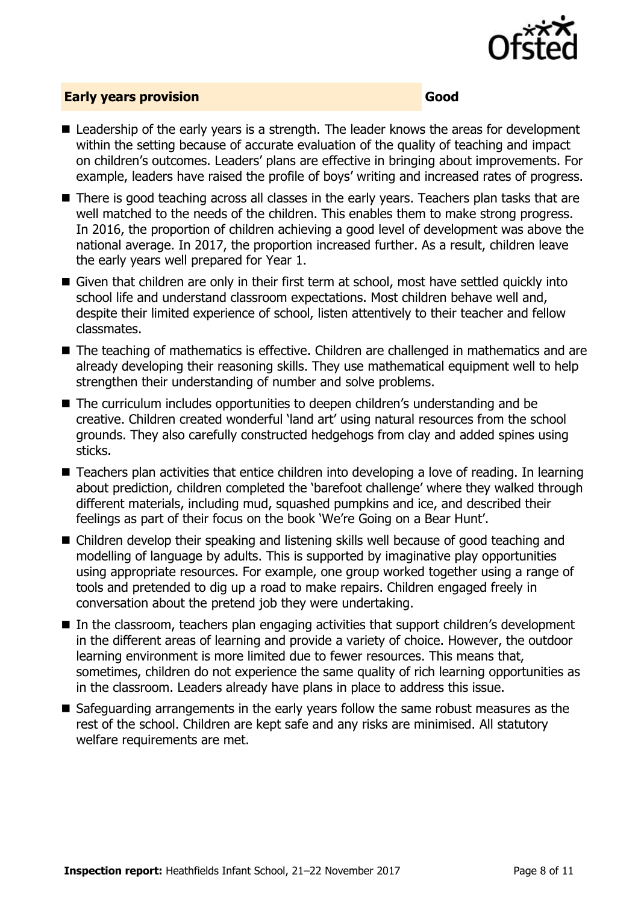## Early years provision — Good

- Leadership of the early years is a strength. The leader knows the areas for development within the setting because of accurate evaluation of the quality of teaching and impact on children's outcomes. Leaders' plans are effective in bringing about improvements. For example, leaders have raised the profile of boys' writing and increased rates of progress.
- There is good teaching across all classes in the early years. Teachers plan tasks that are well matched to the needs of the children. This enables them to make strong progress. In 2016, the proportion of children achieving a good level of development was above the national average. In 2017, the proportion increased further. As a result, children leave the early years well prepared for Year 1.
- Given that children are only in their first term at school, most have settled quickly into school life and understand classroom expectations. Most children behave well and, despite their limited experience of school, listen attentively to their teacher and fellow classmates.
- The teaching of mathematics is effective. Children are challenged in mathematics and are already developing their reasoning skills. They use mathematical equipment well to help strengthen their understanding of number and solve problems.
- The curriculum includes opportunities to deepen children's understanding and be creative. Children created wonderful 'land art' using natural resources from the school grounds. They also carefully constructed hedgehogs from clay and added spines using sticks.
- Teachers plan activities that entice children into developing a love of reading. In learning about prediction, children completed the 'barefoot challenge' where they walked through different materials, including mud, squashed pumpkins and ice, and described their feelings as part of their focus on the book 'We're Going on a Bear Hunt'.
- Children develop their speaking and listening skills well because of good teaching and modelling of language by adults. This is supported by imaginative play opportunities using appropriate resources. For example, one group worked together using a range of tools and pretended to dig up a road to make repairs. Children engaged freely in conversation about the pretend job they were undertaking.
- In the classroom, teachers plan engaging activities that support children's development in the different areas of learning and provide a variety of choice. However, the outdoor learning environment is more limited due to fewer resources. This means that, sometimes, children do not experience the same quality of rich learning opportunities as in the classroom. Leaders already have plans in place to address this issue.
- Safeguarding arrangements in the early years follow the same robust measures as the rest of the school. Children are kept safe and any risks are minimised. All statutory welfare requirements are met.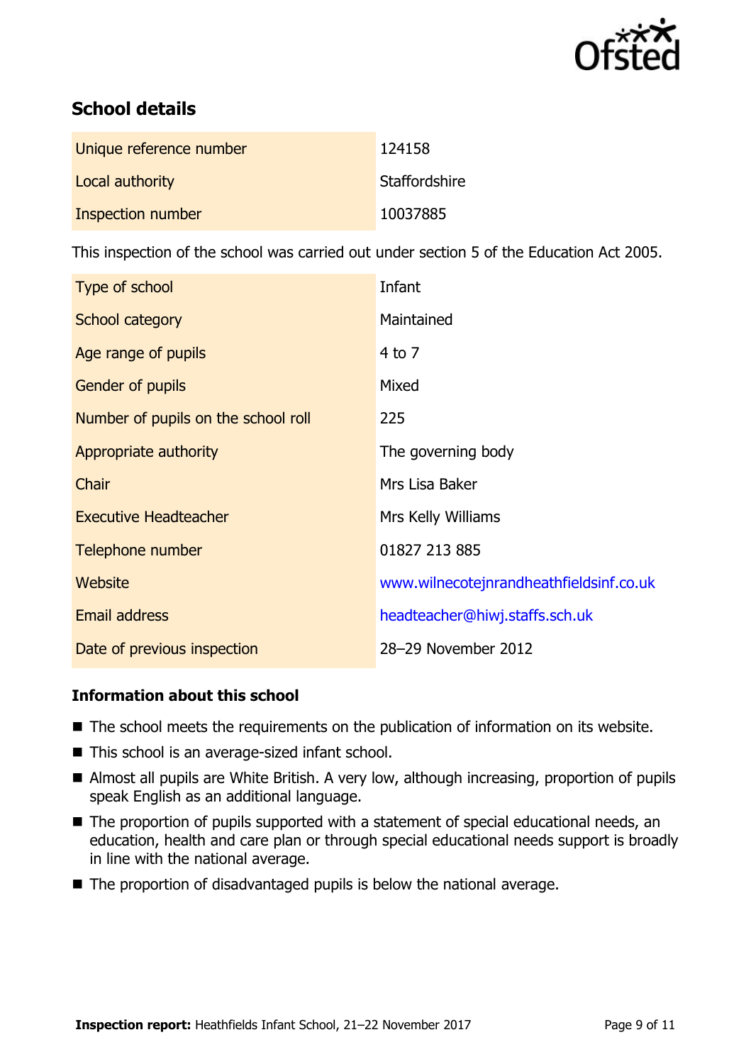## School details

| | |
|---|---|
| Unique reference number | 124158 |
| Local authority | Staffordshire |
| Inspection number | 10037885 |

This inspection of the school was carried out under section 5 of the Education Act 2005.

| | |
|---|---|
| Type of school | Infant |
| School category | Maintained |
| Age range of pupils | 4 to 7 |
| Gender of pupils | Mixed |
| Number of pupils on the school roll | 225 |
| Appropriate authority | The governing body |
| Chair | Mrs Lisa Baker |
| Executive Headteacher | Mrs Kelly Williams |
| Telephone number | 01827 213 885 |
| Website | www.wilnecotejnrandheathfieldsinf.co.uk |
| Email address | headteacher@hiwj.staffs.sch.uk |
| Date of previous inspection | 28–29 November 2012 |

### Information about this school

- The school meets the requirements on the publication of information on its website.
- This school is an average-sized infant school.
- Almost all pupils are White British. A very low, although increasing, proportion of pupils speak English as an additional language.
- The proportion of pupils supported with a statement of special educational needs, an education, health and care plan or through special educational needs support is broadly in line with the national average.
- The proportion of disadvantaged pupils is below the national average.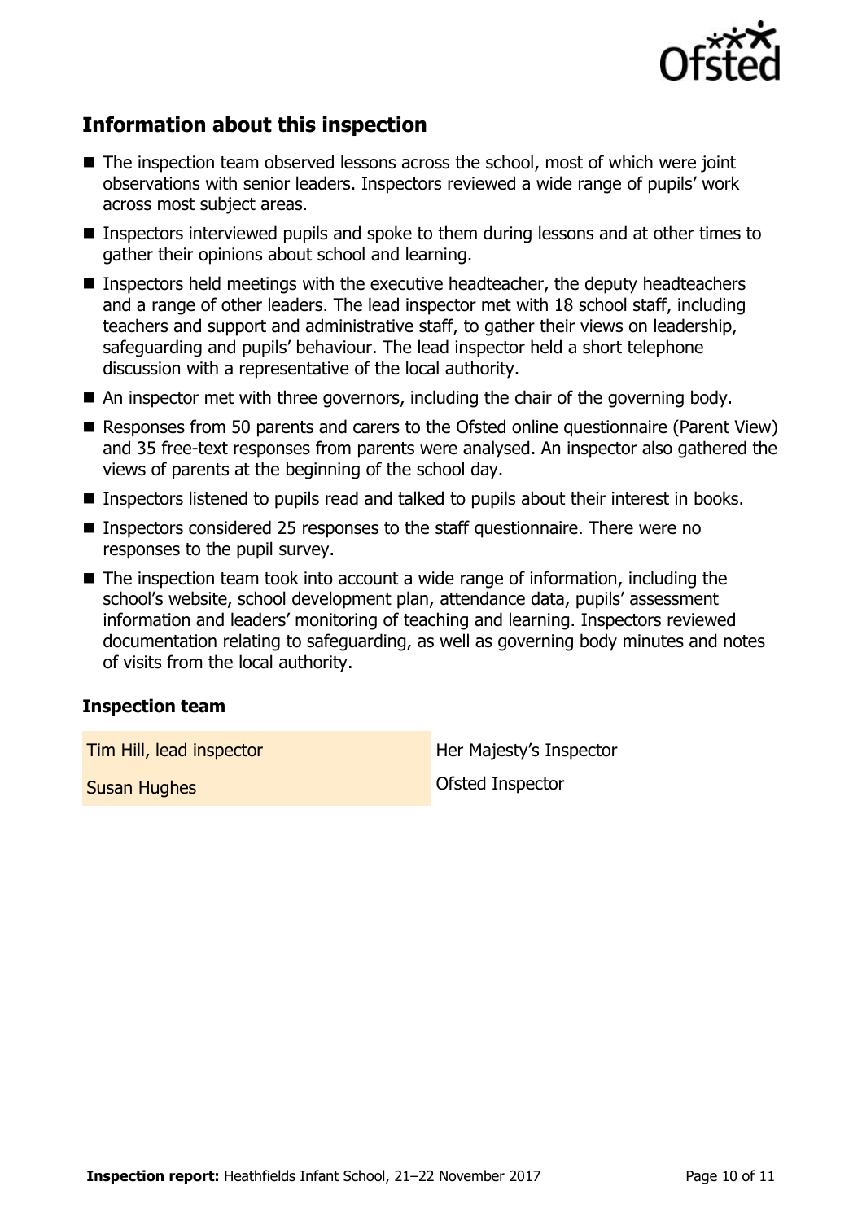## Information about this inspection

- The inspection team observed lessons across the school, most of which were joint observations with senior leaders. Inspectors reviewed a wide range of pupils' work across most subject areas.
- Inspectors interviewed pupils and spoke to them during lessons and at other times to gather their opinions about school and learning.
- Inspectors held meetings with the executive headteacher, the deputy headteachers and a range of other leaders. The lead inspector met with 18 school staff, including teachers and support and administrative staff, to gather their views on leadership, safeguarding and pupils' behaviour. The lead inspector held a short telephone discussion with a representative of the local authority.
- An inspector met with three governors, including the chair of the governing body.
- Responses from 50 parents and carers to the Ofsted online questionnaire (Parent View) and 35 free-text responses from parents were analysed. An inspector also gathered the views of parents at the beginning of the school day.
- Inspectors listened to pupils read and talked to pupils about their interest in books.
- Inspectors considered 25 responses to the staff questionnaire. There were no responses to the pupil survey.
- The inspection team took into account a wide range of information, including the school's website, school development plan, attendance data, pupils' assessment information and leaders' monitoring of teaching and learning. Inspectors reviewed documentation relating to safeguarding, as well as governing body minutes and notes of visits from the local authority.

### Inspection team

| | |
|---|---|
| Tim Hill, lead inspector | Her Majesty's Inspector |
| Susan Hughes | Ofsted Inspector |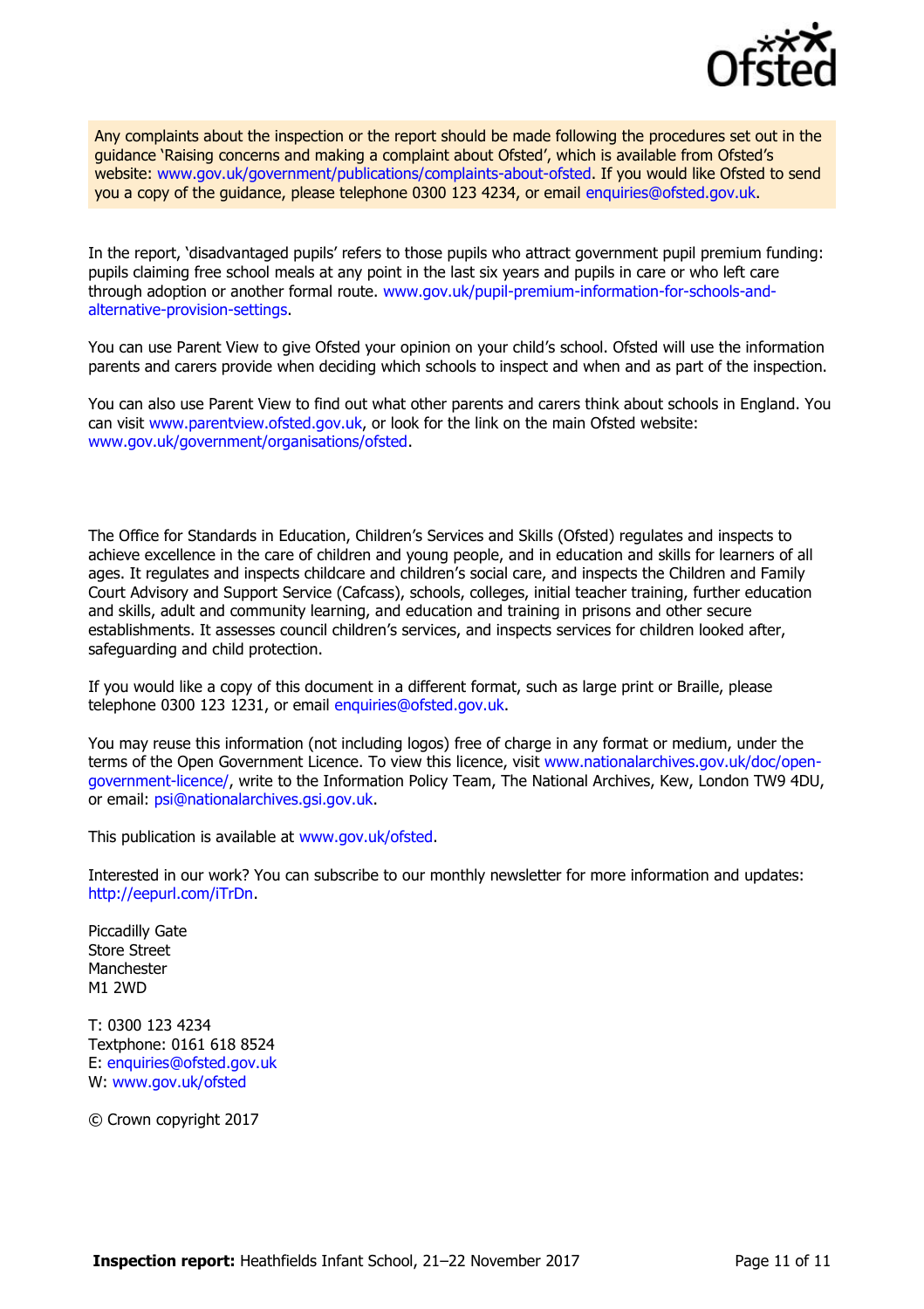Any complaints about the inspection or the report should be made following the procedures set out in the guidance 'Raising concerns and making a complaint about Ofsted', which is available from Ofsted's website: www.gov.uk/government/publications/complaints-about-ofsted. If you would like Ofsted to send you a copy of the guidance, please telephone 0300 123 4234, or email enquiries@ofsted.gov.uk.

In the report, 'disadvantaged pupils' refers to those pupils who attract government pupil premium funding: pupils claiming free school meals at any point in the last six years and pupils in care or who left care through adoption or another formal route. www.gov.uk/pupil-premium-information-for-schools-and-alternative-provision-settings.

You can use Parent View to give Ofsted your opinion on your child's school. Ofsted will use the information parents and carers provide when deciding which schools to inspect and when and as part of the inspection.

You can also use Parent View to find out what other parents and carers think about schools in England. You can visit www.parentview.ofsted.gov.uk, or look for the link on the main Ofsted website: www.gov.uk/government/organisations/ofsted.

The Office for Standards in Education, Children's Services and Skills (Ofsted) regulates and inspects to achieve excellence in the care of children and young people, and in education and skills for learners of all ages. It regulates and inspects childcare and children's social care, and inspects the Children and Family Court Advisory and Support Service (Cafcass), schools, colleges, initial teacher training, further education and skills, adult and community learning, and education and training in prisons and other secure establishments. It assesses council children's services, and inspects services for children looked after, safeguarding and child protection.

If you would like a copy of this document in a different format, such as large print or Braille, please telephone 0300 123 1231, or email enquiries@ofsted.gov.uk.

You may reuse this information (not including logos) free of charge in any format or medium, under the terms of the Open Government Licence. To view this licence, visit www.nationalarchives.gov.uk/doc/open-government-licence/, write to the Information Policy Team, The National Archives, Kew, London TW9 4DU, or email: psi@nationalarchives.gsi.gov.uk.

This publication is available at www.gov.uk/ofsted.

Interested in our work? You can subscribe to our monthly newsletter for more information and updates: http://eepurl.com/iTrDn.

Piccadilly Gate
Store Street
Manchester
M1 2WD

T: 0300 123 4234
Textphone: 0161 618 8524
E: enquiries@ofsted.gov.uk
W: www.gov.uk/ofsted

© Crown copyright 2017